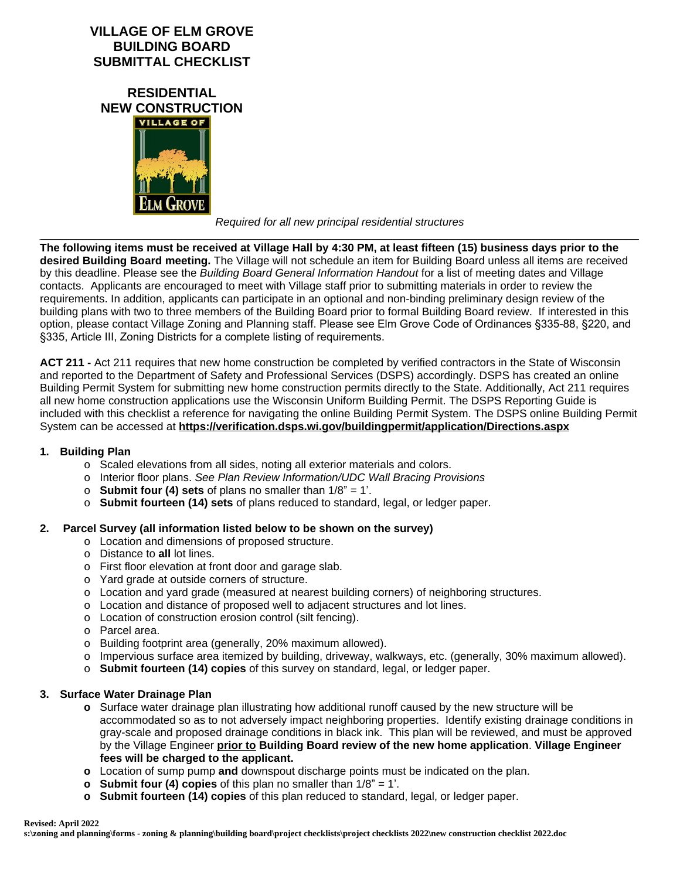# VILLAGE OF ELM GROVE BUILDING BOARD SUBMITTAL CHECKLIST

## RESIDENTIAL NEW CONSTRUCTION

*Required for all new principal residential structures*

---

**The following items must be received at Village Hall by 4:30 PM, at least fifteen (15) business days prior to the desired Building Board meeting.** The Village will not schedule an item for Building Board unless all items are received by this deadline. Please see the *Building Board General Information Handout* for a list of meeting dates and Village contacts. Applicants are encouraged to meet with Village staff prior to submitting materials in order to review the requirements. In addition, applicants can participate in an optional and non-binding preliminary design review of the building plans with two to three members of the Building Board prior to formal Building Board review. If interested in this option, please contact Village Zoning and Planning staff. Please see Elm Grove Code of Ordinances §335-88, §220, and §335, Article III, Zoning Districts for a complete listing of requirements.

**ACT 211 -** Act 211 requires that new home construction be completed by verified contractors in the State of Wisconsin and reported to the Department of Safety and Professional Services (DSPS) accordingly. DSPS has created an online Building Permit System for submitting new home construction permits directly to the State. Additionally, Act 211 requires all new home construction applications use the Wisconsin Uniform Building Permit. The DSPS Reporting Guide is included with this checklist a reference for navigating the online Building Permit System. The DSPS online Building Permit System can be accessed at **https://verification.dsps.wi.gov/buildingpermit/application/Directions.aspx**

### 1. Building Plan

- Scaled elevations from all sides, noting all exterior materials and colors.
- Interior floor plans. *See Plan Review Information/UDC Wall Bracing Provisions*
- **Submit four (4) sets** of plans no smaller than 1/8" = 1'.
- **Submit fourteen (14) sets** of plans reduced to standard, legal, or ledger paper.

### 2. Parcel Survey (all information listed below to be shown on the survey)

- Location and dimensions of proposed structure.
- Distance to **all** lot lines.
- First floor elevation at front door and garage slab.
- Yard grade at outside corners of structure.
- Location and yard grade (measured at nearest building corners) of neighboring structures.
- Location and distance of proposed well to adjacent structures and lot lines.
- Location of construction erosion control (silt fencing).
- Parcel area.
- Building footprint area (generally, 20% maximum allowed).
- Impervious surface area itemized by building, driveway, walkways, etc. (generally, 30% maximum allowed).
- **Submit fourteen (14) copies** of this survey on standard, legal, or ledger paper.

### 3. Surface Water Drainage Plan

- Surface water drainage plan illustrating how additional runoff caused by the new structure will be accommodated so as to not adversely impact neighboring properties. Identify existing drainage conditions in gray-scale and proposed drainage conditions in black ink. This plan will be reviewed, and must be approved by the Village Engineer **prior to Building Board review of the new home application**. **Village Engineer fees will be charged to the applicant.**
- Location of sump pump **and** downspout discharge points must be indicated on the plan.
- **Submit four (4) copies** of this plan no smaller than 1/8" = 1'.
- **Submit fourteen (14) copies** of this plan reduced to standard, legal, or ledger paper.

**Revised: April 2022**
**s:\zoning and planning\forms - zoning & planning\building board\project checklists\project checklists 2022\new construction checklist 2022.doc**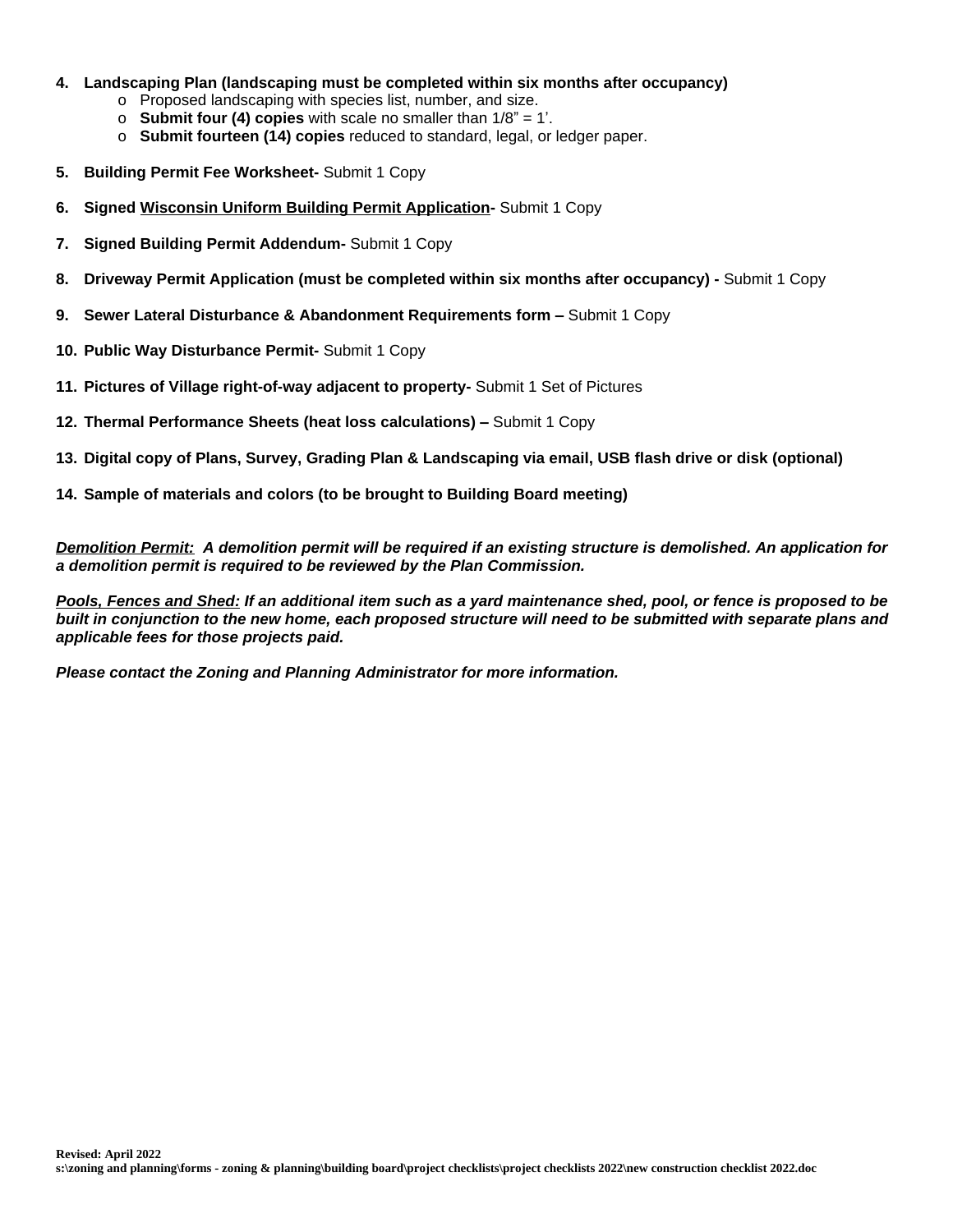4. **Landscaping Plan (landscaping must be completed within six months after occupancy)**
   - Proposed landscaping with species list, number, and size.
   - **Submit four (4) copies** with scale no smaller than 1/8" = 1'.
   - **Submit fourteen (14) copies** reduced to standard, legal, or ledger paper.

5. **Building Permit Fee Worksheet-** Submit 1 Copy

6. **Signed <u>Wisconsin Uniform Building Permit Application</u>-** Submit 1 Copy

7. **Signed Building Permit Addendum-** Submit 1 Copy

8. **Driveway Permit Application (must be completed within six months after occupancy) -** Submit 1 Copy

9. **Sewer Lateral Disturbance & Abandonment Requirements form –** Submit 1 Copy

10. **Public Way Disturbance Permit-** Submit 1 Copy

11. **Pictures of Village right-of-way adjacent to property-** Submit 1 Set of Pictures

12. **Thermal Performance Sheets (heat loss calculations) –** Submit 1 Copy

13. **Digital copy of Plans, Survey, Grading Plan & Landscaping via email, USB flash drive or disk (optional)**

14. **Sample of materials and colors (to be brought to Building Board meeting)**

***<u>Demolition Permit:</u> A demolition permit will be required if an existing structure is demolished. An application for a demolition permit is required to be reviewed by the Plan Commission.***

***<u>Pools, Fences and Shed:</u> If an additional item such as a yard maintenance shed, pool, or fence is proposed to be built in conjunction to the new home, each proposed structure will need to be submitted with separate plans and applicable fees for those projects paid.***

***Please contact the Zoning and Planning Administrator for more information.***

**Revised: April 2022**
**s:\zoning and planning\forms - zoning & planning\building board\project checklists\project checklists 2022\new construction checklist 2022.doc**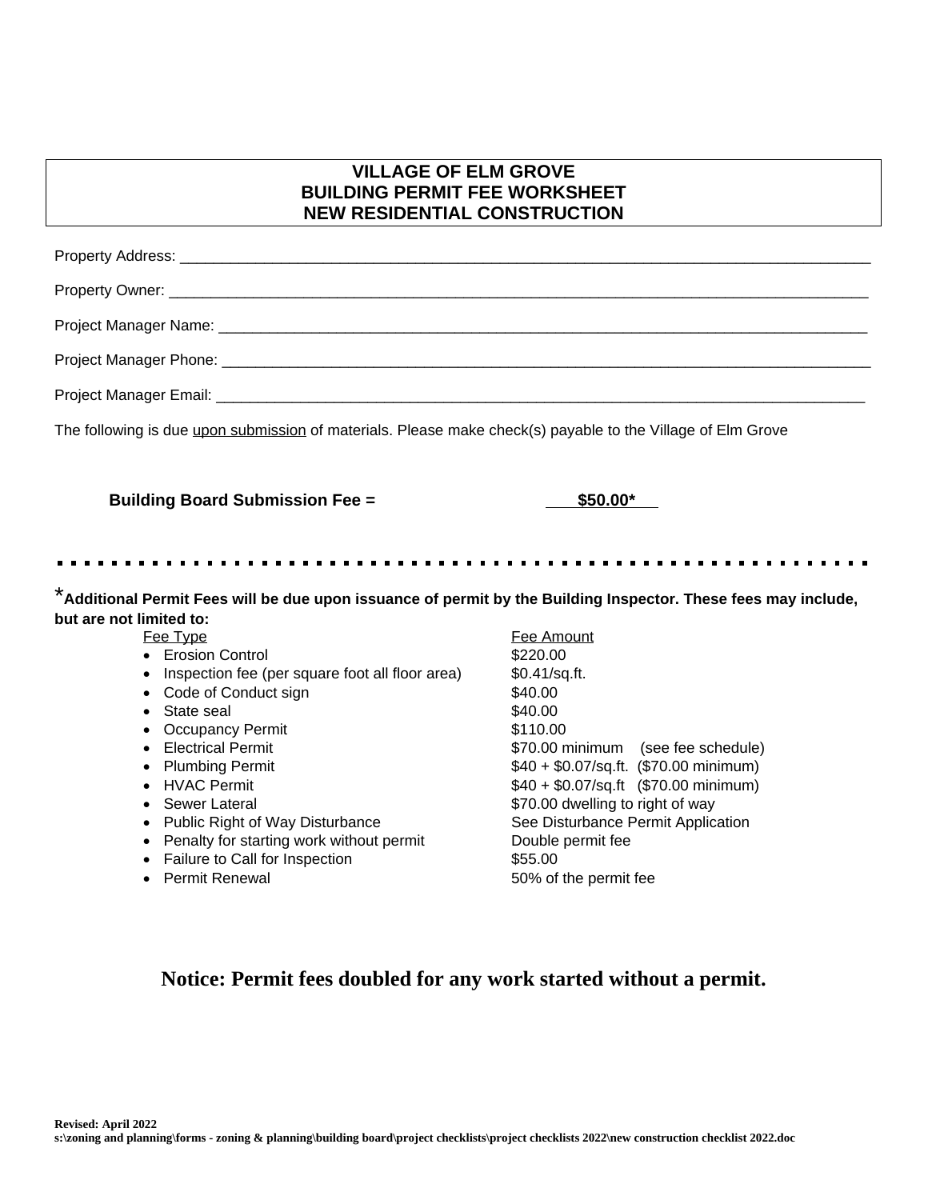# VILLAGE OF ELM GROVE
# BUILDING PERMIT FEE WORKSHEET
# NEW RESIDENTIAL CONSTRUCTION

Property Address: ____________________________________________________________

Property Owner: ____________________________________________________________

Project Manager Name: ________________________________________________________

Project Manager Phone: ________________________________________________________

Project Manager Email: ________________________________________________________

The following is due upon submission of materials. Please make check(s) payable to the Village of Elm Grove

**Building Board Submission Fee =** **$50.00***

---

***Additional Permit Fees will be due upon issuance of permit by the Building Inspector. These fees may include, but are not limited to:**

| Fee Type | Fee Amount |
|---|---|
| Erosion Control | $220.00 |
| Inspection fee (per square foot all floor area) | $0.41/sq.ft. |
| Code of Conduct sign | $40.00 |
| State seal | $40.00 |
| Occupancy Permit | $110.00 |
| Electrical Permit | $70.00 minimum (see fee schedule) |
| Plumbing Permit | $40 + $0.07/sq.ft. ($70.00 minimum) |
| HVAC Permit | $40 + $0.07/sq.ft ($70.00 minimum) |
| Sewer Lateral | $70.00 dwelling to right of way |
| Public Right of Way Disturbance | See Disturbance Permit Application |
| Penalty for starting work without permit | Double permit fee |
| Failure to Call for Inspection | $55.00 |
| Permit Renewal | 50% of the permit fee |

**Notice: Permit fees doubled for any work started without a permit.**

**Revised: April 2022**
**s:\zoning and planning\forms - zoning & planning\building board\project checklists\project checklists 2022\new construction checklist 2022.doc**